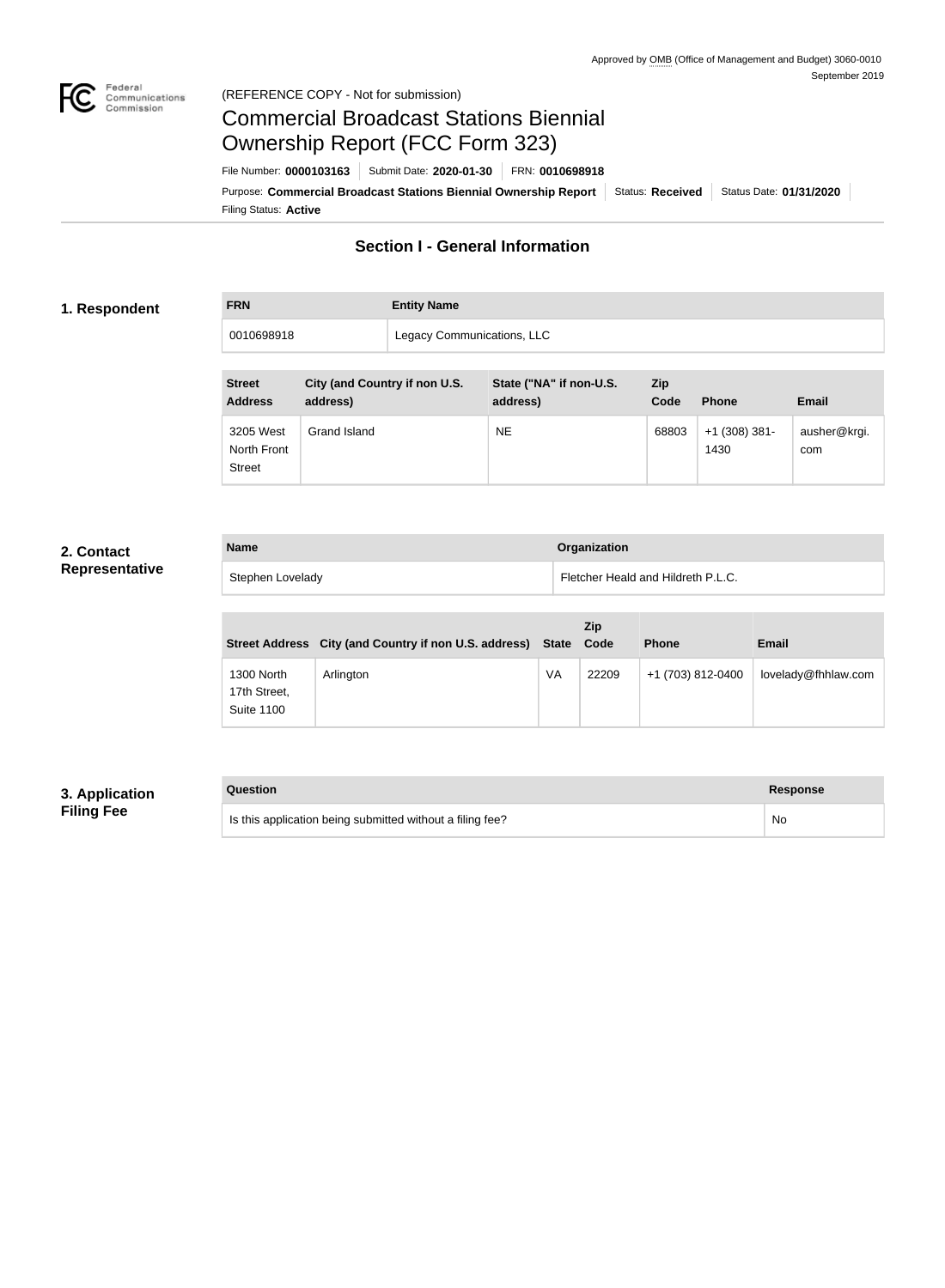Approved by OMB (Office of Management and Budget) 3060-0010
September 2019

(REFERENCE COPY - Not for submission)

# Commercial Broadcast Stations Biennial Ownership Report (FCC Form 323)

File Number: **0000103163** | Submit Date: **2020-01-30** | FRN: **0010698918**

Purpose: **Commercial Broadcast Stations Biennial Ownership Report** | Status: **Received** | Status Date: **01/31/2020**

Filing Status: **Active**

## Section I - General Information

### 1. Respondent

| FRN | Entity Name |
| --- | --- |
| 0010698918 | Legacy Communications, LLC |

| Street Address | City (and Country if non U.S. address) | State ("NA" if non-U.S. address) | Zip Code | Phone | Email |
| --- | --- | --- | --- | --- | --- |
| 3205 West North Front Street | Grand Island | NE | 68803 | +1 (308) 381-1430 | ausher@krgi.com |

### 2. Contact Representative

| Name | Organization |
| --- | --- |
| Stephen Lovelady | Fletcher Heald and Hildreth P.L.C. |

| Street Address | City (and Country if non U.S. address) | State | Zip Code | Phone | Email |
| --- | --- | --- | --- | --- | --- |
| 1300 North 17th Street, Suite 1100 | Arlington | VA | 22209 | +1 (703) 812-0400 | lovelady@fhhlaw.com |

### 3. Application Filing Fee

| Question | Response |
| --- | --- |
| Is this application being submitted without a filing fee? | No |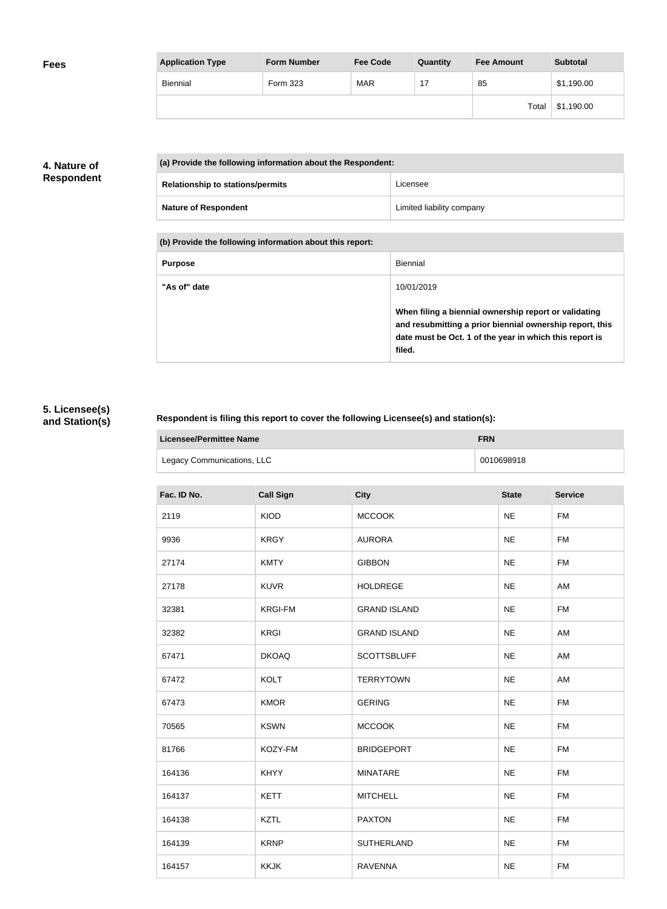**Fees**

| Application Type | Form Number | Fee Code | Quantity | Fee Amount | Subtotal |
|---|---|---|---|---|---|
| Biennial | Form 323 | MAR | 17 | 85 | $1,190.00 |
| | | | | Total | $1,190.00 |

## 4. Nature of Respondent

| (a) Provide the following information about the Respondent: | |
|---|---|
| **Relationship to stations/permits** | Licensee |
| **Nature of Respondent** | Limited liability company |

| (b) Provide the following information about this report: | |
|---|---|
| **Purpose** | Biennial |
| **"As of" date** | 10/01/2019<br><br>**When filing a biennial ownership report or validating and resubmitting a prior biennial ownership report, this date must be Oct. 1 of the year in which this report is filed.** |

## 5. Licensee(s) and Station(s)

**Respondent is filing this report to cover the following Licensee(s) and station(s):**

| Licensee/Permittee Name | FRN |
|---|---|
| Legacy Communications, LLC | 0010698918 |

| Fac. ID No. | Call Sign | City | State | Service |
|---|---|---|---|---|
| 2119 | KIOD | MCCOOK | NE | FM |
| 9936 | KRGY | AURORA | NE | FM |
| 27174 | KMTY | GIBBON | NE | FM |
| 27178 | KUVR | HOLDREGE | NE | AM |
| 32381 | KRGI-FM | GRAND ISLAND | NE | FM |
| 32382 | KRGI | GRAND ISLAND | NE | AM |
| 67471 | DKOAQ | SCOTTSBLUFF | NE | AM |
| 67472 | KOLT | TERRYTOWN | NE | AM |
| 67473 | KMOR | GERING | NE | FM |
| 70565 | KSWN | MCCOOK | NE | FM |
| 81766 | KOZY-FM | BRIDGEPORT | NE | FM |
| 164136 | KHYY | MINATARE | NE | FM |
| 164137 | KETT | MITCHELL | NE | FM |
| 164138 | KZTL | PAXTON | NE | FM |
| 164139 | KRNP | SUTHERLAND | NE | FM |
| 164157 | KKJK | RAVENNA | NE | FM |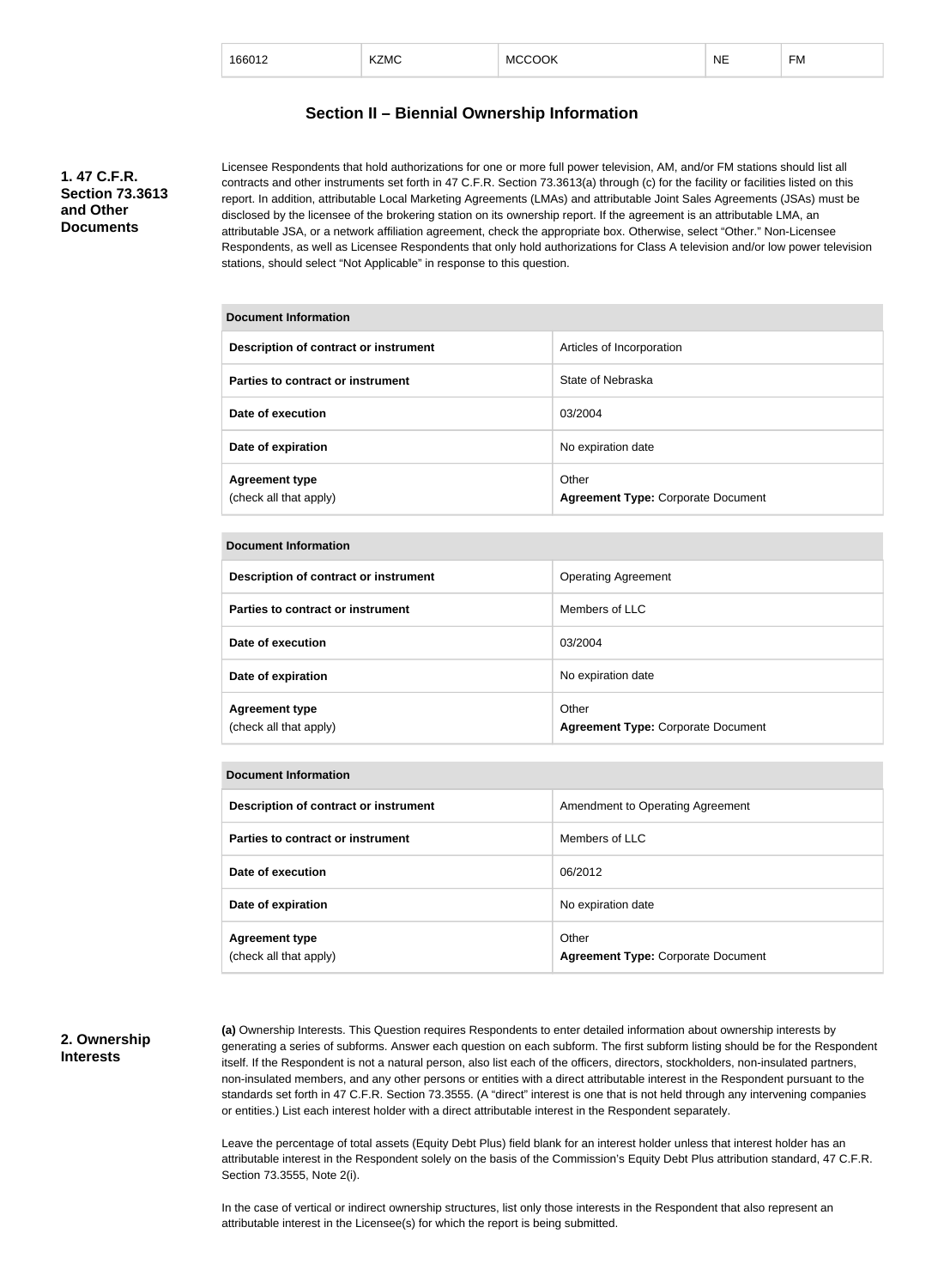| 166012 | KZMC | MCCOOK | NE | FM |
|---|---|---|---|---|

## Section II – Biennial Ownership Information

**1. 47 C.F.R. Section 73.3613 and Other Documents**

Licensee Respondents that hold authorizations for one or more full power television, AM, and/or FM stations should list all contracts and other instruments set forth in 47 C.F.R. Section 73.3613(a) through (c) for the facility or facilities listed on this report. In addition, attributable Local Marketing Agreements (LMAs) and attributable Joint Sales Agreements (JSAs) must be disclosed by the licensee of the brokering station on its ownership report. If the agreement is an attributable LMA, an attributable JSA, or a network affiliation agreement, check the appropriate box. Otherwise, select "Other." Non-Licensee Respondents, as well as Licensee Respondents that only hold authorizations for Class A television and/or low power television stations, should select "Not Applicable" in response to this question.

| Document Information | |
|---|---|
| **Description of contract or instrument** | Articles of Incorporation |
| **Parties to contract or instrument** | State of Nebraska |
| **Date of execution** | 03/2004 |
| **Date of expiration** | No expiration date |
| **Agreement type** (check all that apply) | Other **Agreement Type:** Corporate Document |

| Document Information | |
|---|---|
| **Description of contract or instrument** | Operating Agreement |
| **Parties to contract or instrument** | Members of LLC |
| **Date of execution** | 03/2004 |
| **Date of expiration** | No expiration date |
| **Agreement type** (check all that apply) | Other **Agreement Type:** Corporate Document |

| Document Information | |
|---|---|
| **Description of contract or instrument** | Amendment to Operating Agreement |
| **Parties to contract or instrument** | Members of LLC |
| **Date of execution** | 06/2012 |
| **Date of expiration** | No expiration date |
| **Agreement type** (check all that apply) | Other **Agreement Type:** Corporate Document |

**2. Ownership Interests**

**(a)** Ownership Interests. This Question requires Respondents to enter detailed information about ownership interests by generating a series of subforms. Answer each question on each subform. The first subform listing should be for the Respondent itself. If the Respondent is not a natural person, also list each of the officers, directors, stockholders, non-insulated partners, non-insulated members, and any other persons or entities with a direct attributable interest in the Respondent pursuant to the standards set forth in 47 C.F.R. Section 73.3555. (A "direct" interest is one that is not held through any intervening companies or entities.) List each interest holder with a direct attributable interest in the Respondent separately.

Leave the percentage of total assets (Equity Debt Plus) field blank for an interest holder unless that interest holder has an attributable interest in the Respondent solely on the basis of the Commission's Equity Debt Plus attribution standard, 47 C.F.R. Section 73.3555, Note 2(i).

In the case of vertical or indirect ownership structures, list only those interests in the Respondent that also represent an attributable interest in the Licensee(s) for which the report is being submitted.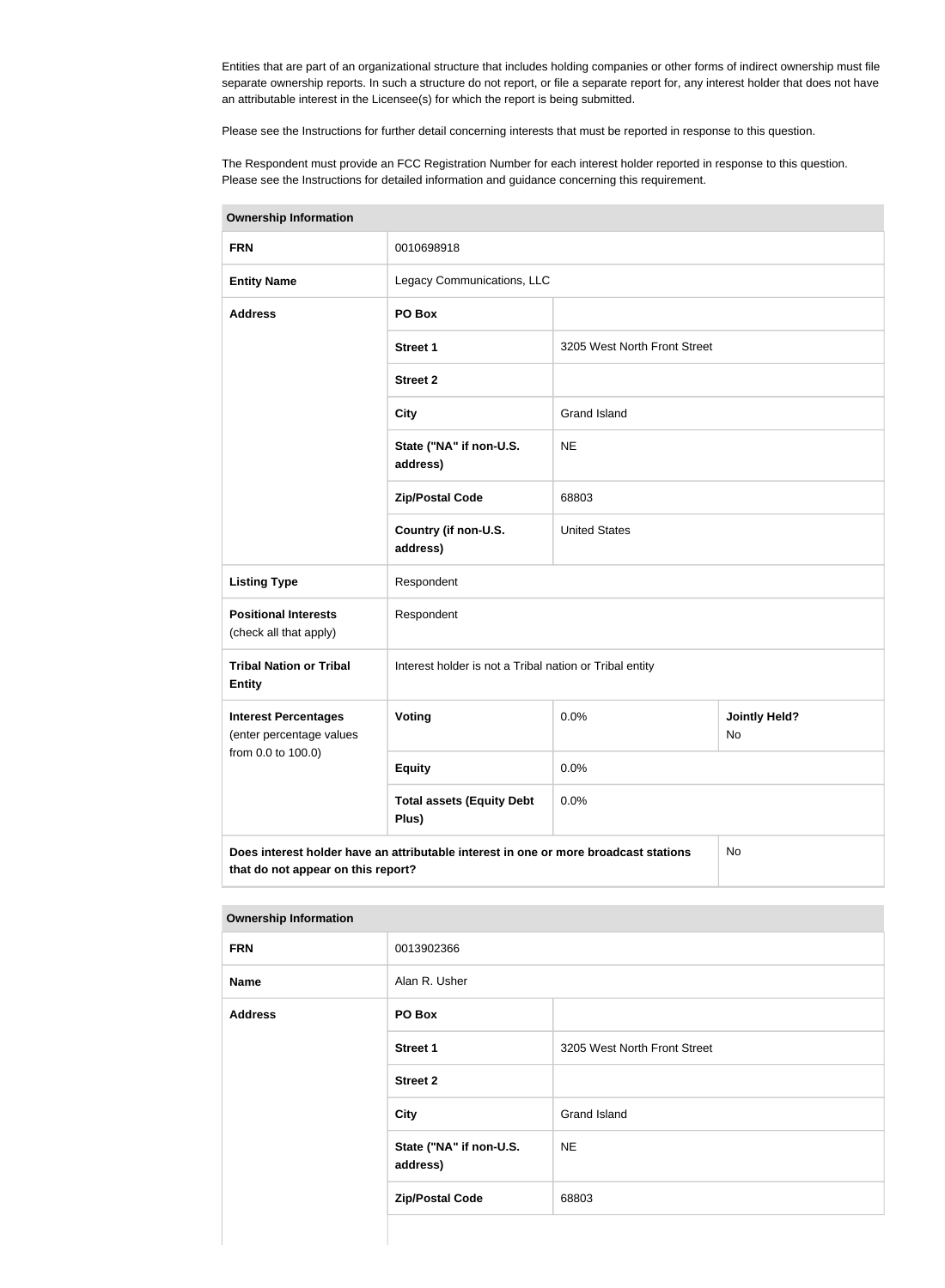Entities that are part of an organizational structure that includes holding companies or other forms of indirect ownership must file separate ownership reports. In such a structure do not report, or file a separate report for, any interest holder that does not have an attributable interest in the Licensee(s) for which the report is being submitted.

Please see the Instructions for further detail concerning interests that must be reported in response to this question.

The Respondent must provide an FCC Registration Number for each interest holder reported in response to this question. Please see the Instructions for detailed information and guidance concerning this requirement.

| **Ownership Information** | | | |
|---|---|---|---|
| **FRN** | 0010698918 | | |
| **Entity Name** | Legacy Communications, LLC | | |
| **Address** | **PO Box** | | |
| | **Street 1** | 3205 West North Front Street | |
| | **Street 2** | | |
| | **City** | Grand Island | |
| | **State ("NA" if non-U.S. address)** | NE | |
| | **Zip/Postal Code** | 68803 | |
| | **Country (if non-U.S. address)** | United States | |
| **Listing Type** | Respondent | | |
| **Positional Interests** (check all that apply) | Respondent | | |
| **Tribal Nation or Tribal Entity** | Interest holder is not a Tribal nation or Tribal entity | | |
| **Interest Percentages** (enter percentage values from 0.0 to 100.0) | **Voting** | 0.0% | **Jointly Held?** No |
| | **Equity** | 0.0% | |
| | **Total assets (Equity Debt Plus)** | 0.0% | |
| **Does interest holder have an attributable interest in one or more broadcast stations that do not appear on this report?** | | | No |

| **Ownership Information** | | |
|---|---|---|
| **FRN** | 0013902366 | |
| **Name** | Alan R. Usher | |
| **Address** | **PO Box** | |
| | **Street 1** | 3205 West North Front Street |
| | **Street 2** | |
| | **City** | Grand Island |
| | **State ("NA" if non-U.S. address)** | NE |
| | **Zip/Postal Code** | 68803 |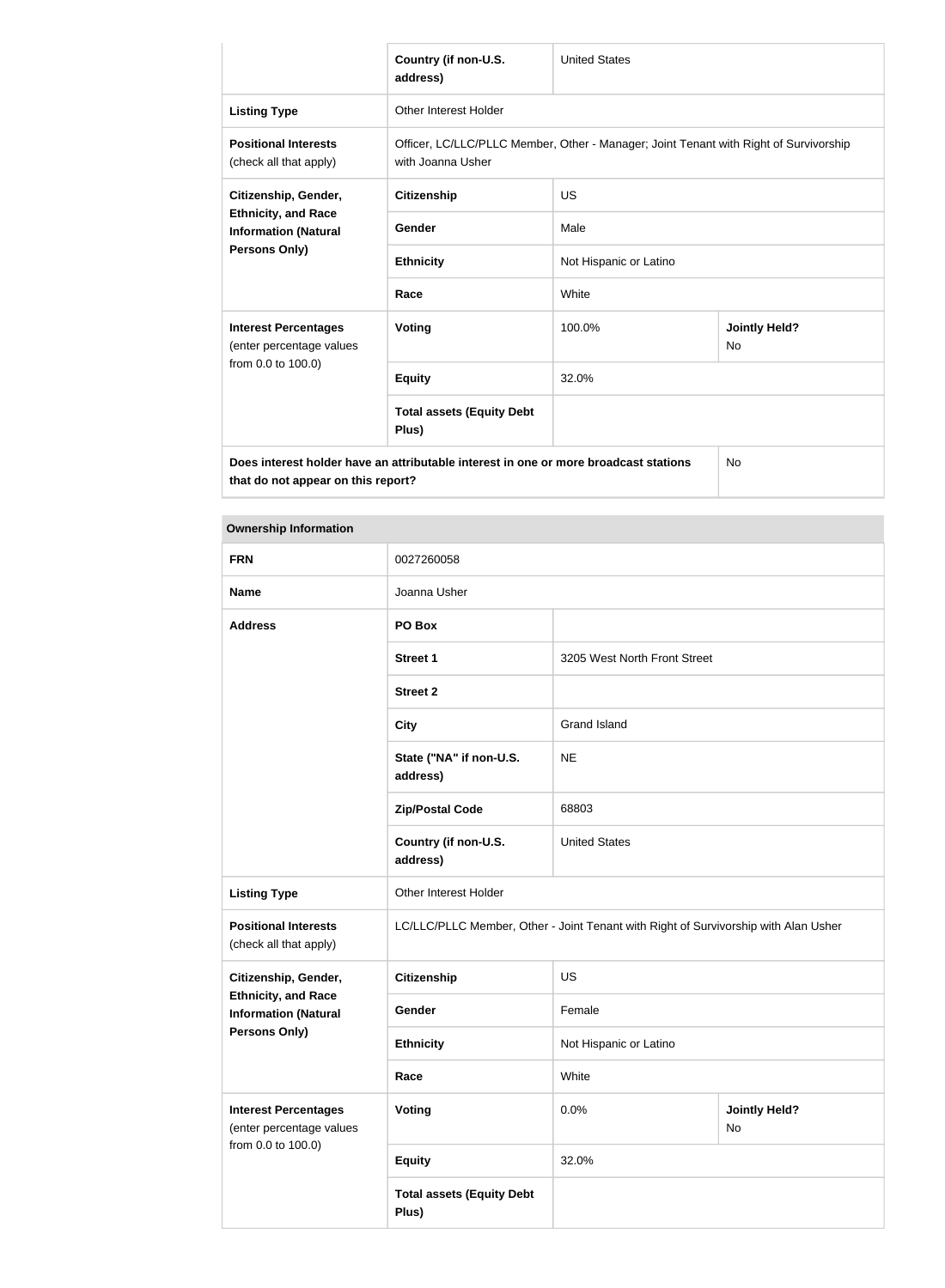| | Country (if non-U.S. address) | United States | |
|---|---|---|---|
| **Listing Type** | Other Interest Holder | | |
| **Positional Interests** (check all that apply) | Officer, LC/LLC/PLLC Member, Other - Manager; Joint Tenant with Right of Survivorship with Joanna Usher | | |
| **Citizenship, Gender, Ethnicity, and Race Information (Natural Persons Only)** | **Citizenship** | US | |
| | **Gender** | Male | |
| | **Ethnicity** | Not Hispanic or Latino | |
| | **Race** | White | |
| **Interest Percentages** (enter percentage values from 0.0 to 100.0) | **Voting** | 100.0% | **Jointly Held?** No |
| | **Equity** | 32.0% | |
| | **Total assets (Equity Debt Plus)** | | |
| **Does interest holder have an attributable interest in one or more broadcast stations that do not appear on this report?** | | | No |

| **Ownership Information** | | | |
|---|---|---|---|
| **FRN** | 0027260058 | | |
| **Name** | Joanna Usher | | |
| **Address** | **PO Box** | | |
| | **Street 1** | 3205 West North Front Street | |
| | **Street 2** | | |
| | **City** | Grand Island | |
| | **State ("NA" if non-U.S. address)** | NE | |
| | **Zip/Postal Code** | 68803 | |
| | **Country (if non-U.S. address)** | United States | |
| **Listing Type** | Other Interest Holder | | |
| **Positional Interests** (check all that apply) | LC/LLC/PLLC Member, Other - Joint Tenant with Right of Survivorship with Alan Usher | | |
| **Citizenship, Gender, Ethnicity, and Race Information (Natural Persons Only)** | **Citizenship** | US | |
| | **Gender** | Female | |
| | **Ethnicity** | Not Hispanic or Latino | |
| | **Race** | White | |
| **Interest Percentages** (enter percentage values from 0.0 to 100.0) | **Voting** | 0.0% | **Jointly Held?** No |
| | **Equity** | 32.0% | |
| | **Total assets (Equity Debt Plus)** | | |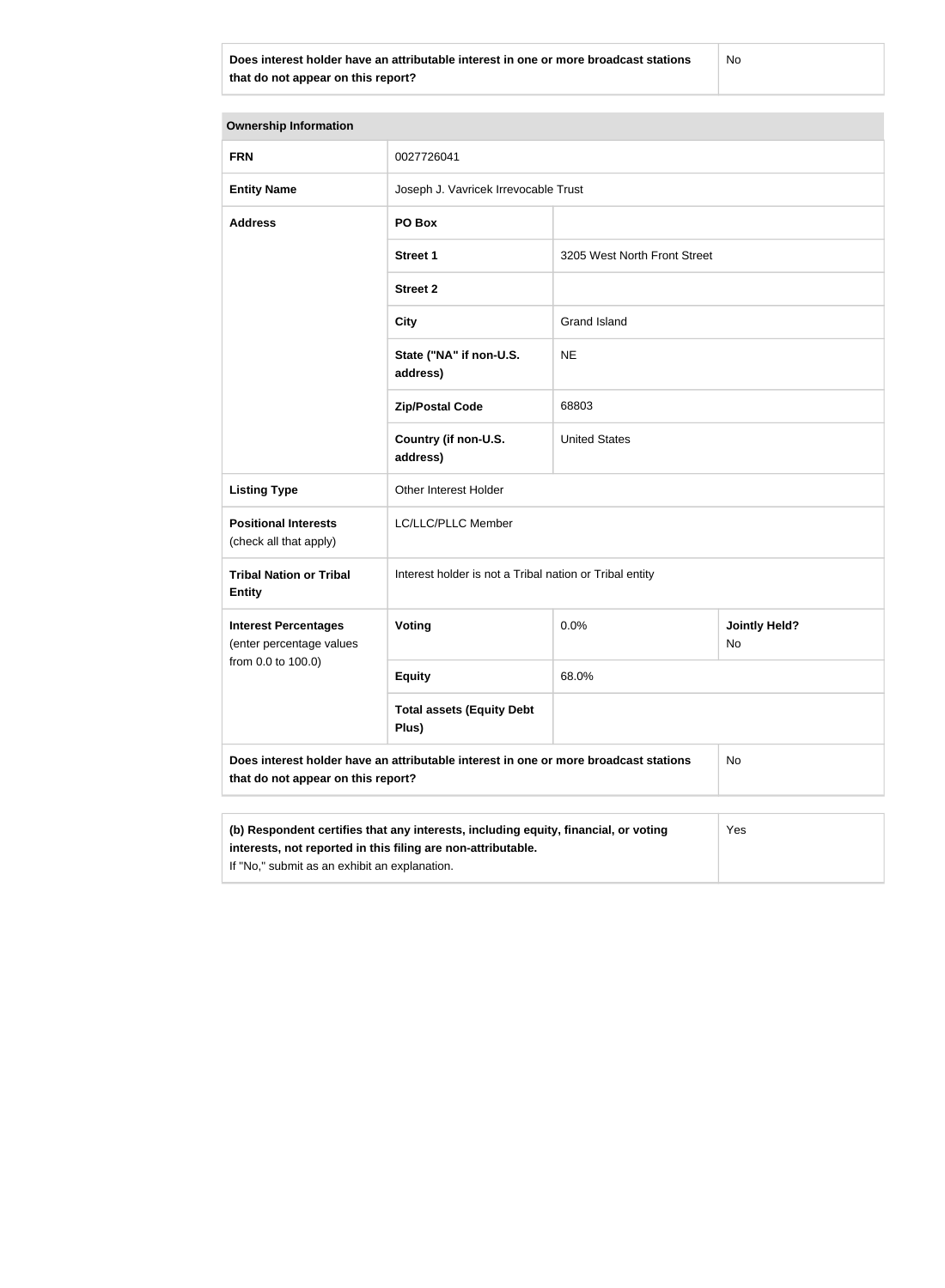| Does interest holder have an attributable interest in one or more broadcast stations that do not appear on this report? | No |
|---|---|

| Ownership Information | | | |
|---|---|---|---|
| **FRN** | 0027726041 | | |
| **Entity Name** | Joseph J. Vavricek Irrevocable Trust | | |
| **Address** | **PO Box** | | |
| | **Street 1** | 3205 West North Front Street | |
| | **Street 2** | | |
| | **City** | Grand Island | |
| | **State ("NA" if non-U.S. address)** | NE | |
| | **Zip/Postal Code** | 68803 | |
| | **Country (if non-U.S. address)** | United States | |
| **Listing Type** | Other Interest Holder | | |
| **Positional Interests** (check all that apply) | LC/LLC/PLLC Member | | |
| **Tribal Nation or Tribal Entity** | Interest holder is not a Tribal nation or Tribal entity | | |
| **Interest Percentages** (enter percentage values from 0.0 to 100.0) | **Voting** | 0.0% | **Jointly Held?** No |
| | **Equity** | 68.0% | |
| | **Total assets (Equity Debt Plus)** | | |
| **Does interest holder have an attributable interest in one or more broadcast stations that do not appear on this report?** | | | No |

| (b) Respondent certifies that any interests, including equity, financial, or voting interests, not reported in this filing are non-attributable. If "No," submit as an exhibit an explanation. | Yes |
|---|---|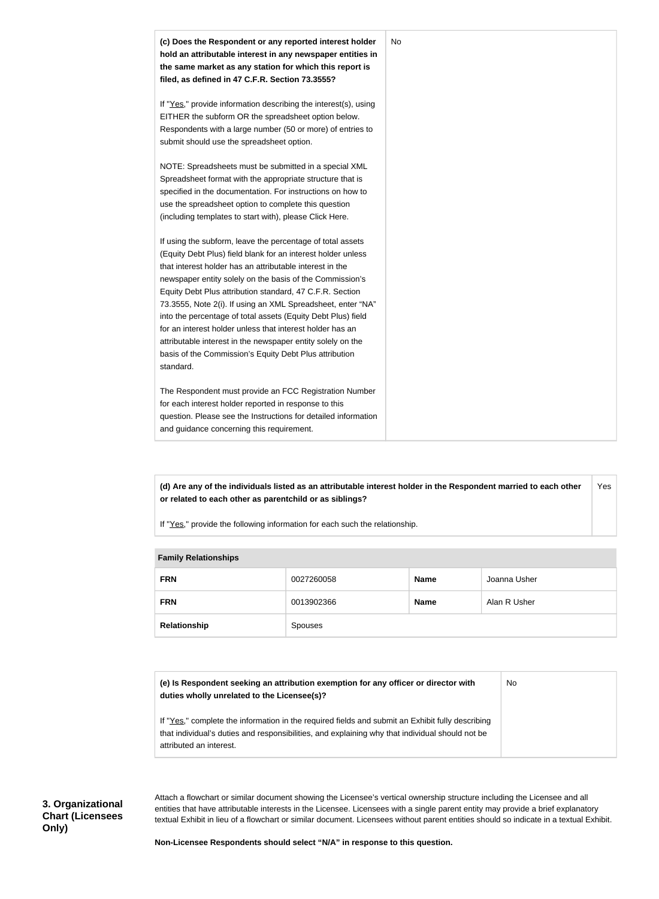| (c) Does the Respondent or any reported interest holder hold an attributable interest in any newspaper entities in the same market as any station for which this report is filed, as defined in 47 C.F.R. Section 73.3555?<br><br>If "Yes," provide information describing the interest(s), using EITHER the subform OR the spreadsheet option below. Respondents with a large number (50 or more) of entries to submit should use the spreadsheet option.<br><br>NOTE: Spreadsheets must be submitted in a special XML Spreadsheet format with the appropriate structure that is specified in the documentation. For instructions on how to use the spreadsheet option to complete this question (including templates to start with), please Click Here.<br><br>If using the subform, leave the percentage of total assets (Equity Debt Plus) field blank for an interest holder unless that interest holder has an attributable interest in the newspaper entity solely on the basis of the Commission's Equity Debt Plus attribution standard, 47 C.F.R. Section 73.3555, Note 2(i). If using an XML Spreadsheet, enter "NA" into the percentage of total assets (Equity Debt Plus) field for an interest holder unless that interest holder has an attributable interest in the newspaper entity solely on the basis of the Commission's Equity Debt Plus attribution standard.<br><br>The Respondent must provide an FCC Registration Number for each interest holder reported in response to this question. Please see the Instructions for detailed information and guidance concerning this requirement. | No |
|---|---|

| (d) Are any of the individuals listed as an attributable interest holder in the Respondent married to each other or related to each other as parentchild or as siblings?<br><br>If "Yes," provide the following information for each such the relationship. | Yes |
|---|---|

**Family Relationships**

| FRN | 0027260058 | Name | Joanna Usher |
|---|---|---|---|
| FRN | 0013902366 | Name | Alan R Usher |
| Relationship | Spouses | | |

| (e) Is Respondent seeking an attribution exemption for any officer or director with duties wholly unrelated to the Licensee(s)?<br><br>If "Yes," complete the information in the required fields and submit an Exhibit fully describing that individual's duties and responsibilities, and explaining why that individual should not be attributed an interest. | No |
|---|---|

**3. Organizational Chart (Licensees Only)**

Attach a flowchart or similar document showing the Licensee's vertical ownership structure including the Licensee and all entities that have attributable interests in the Licensee. Licensees with a single parent entity may provide a brief explanatory textual Exhibit in lieu of a flowchart or similar document. Licensees without parent entities should so indicate in a textual Exhibit.

**Non-Licensee Respondents should select "N/A" in response to this question.**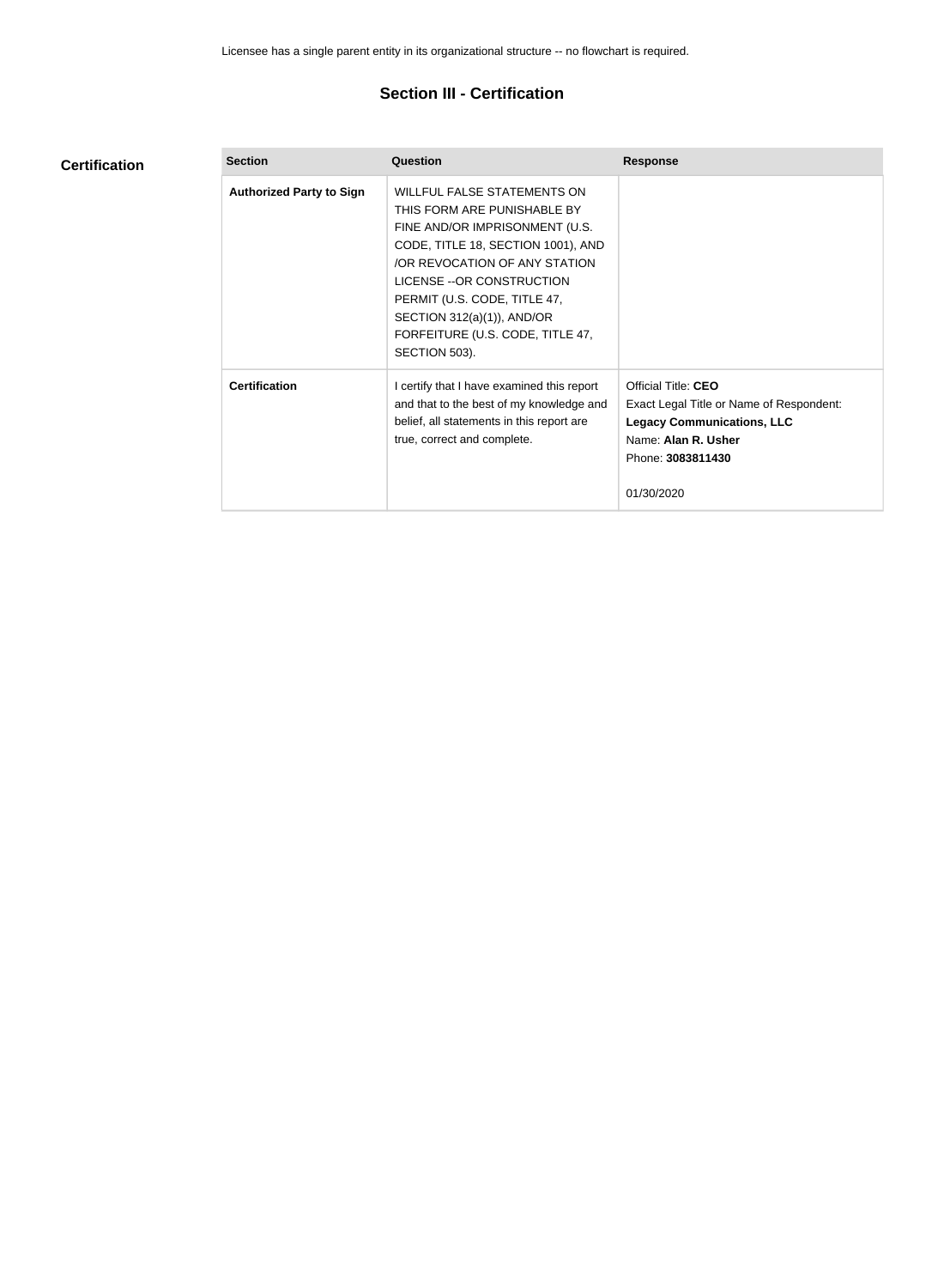Licensee has a single parent entity in its organizational structure -- no flowchart is required.

## Section III - Certification

**Certification**

| Section | Question | Response |
|---|---|---|
| **Authorized Party to Sign** | WILLFUL FALSE STATEMENTS ON THIS FORM ARE PUNISHABLE BY FINE AND/OR IMPRISONMENT (U.S. CODE, TITLE 18, SECTION 1001), AND /OR REVOCATION OF ANY STATION LICENSE --OR CONSTRUCTION PERMIT (U.S. CODE, TITLE 47, SECTION 312(a)(1)), AND/OR FORFEITURE (U.S. CODE, TITLE 47, SECTION 503). | |
| **Certification** | I certify that I have examined this report and that to the best of my knowledge and belief, all statements in this report are true, correct and complete. | Official Title: **CEO**<br>Exact Legal Title or Name of Respondent: **Legacy Communications, LLC**<br>Name: **Alan R. Usher**<br>Phone: **3083811430**<br><br>01/30/2020 |